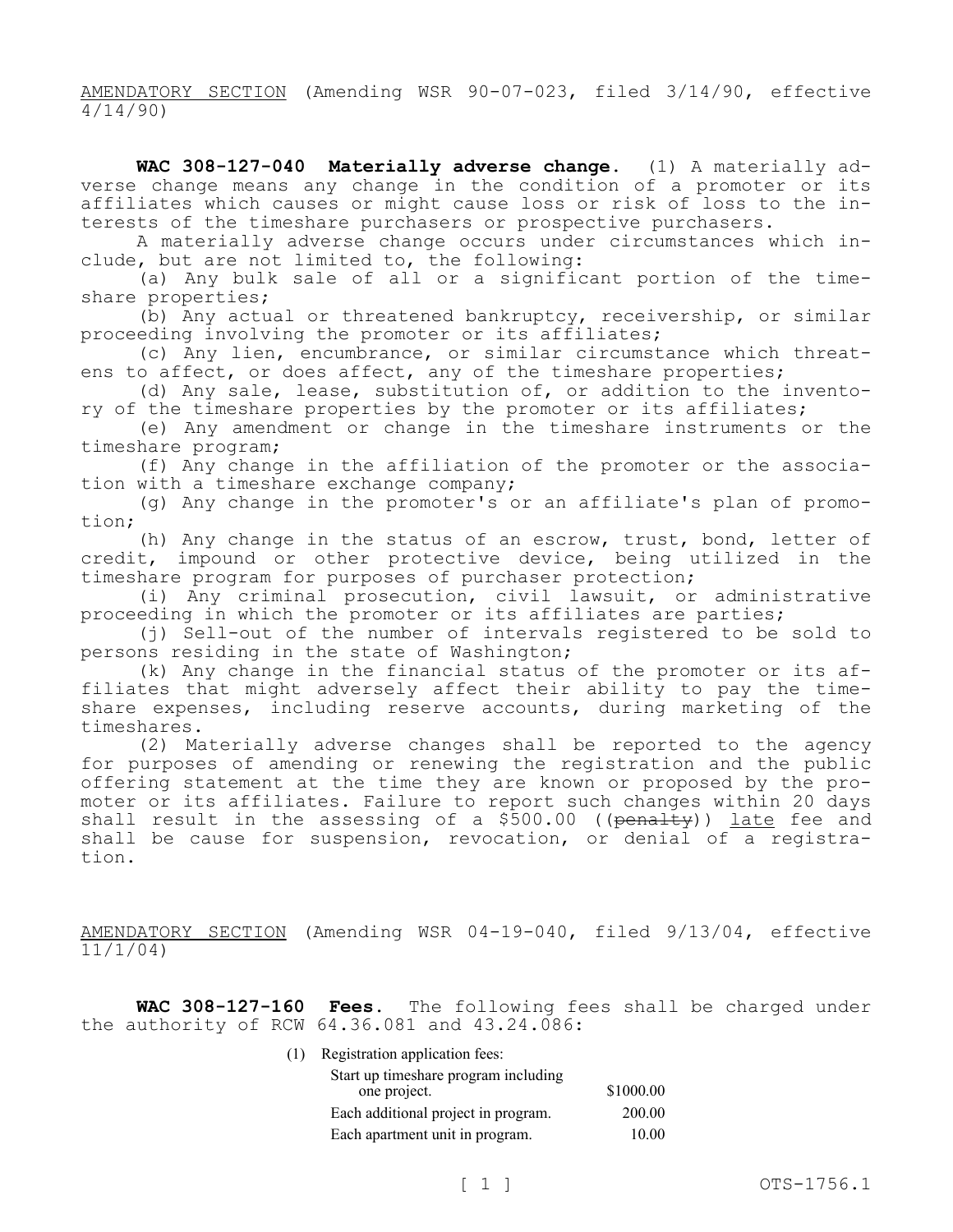AMENDATORY SECTION (Amending WSR 90-07-023, filed 3/14/90, effective 4/14/90)

**WAC 308-127-040 Materially adverse change.** (1) A materially adverse change means any change in the condition of a promoter or its affiliates which causes or might cause loss or risk of loss to the interests of the timeshare purchasers or prospective purchasers.

A materially adverse change occurs under circumstances which include, but are not limited to, the following:

(a) Any bulk sale of all or a significant portion of the timeshare properties;

(b) Any actual or threatened bankruptcy, receivership, or similar proceeding involving the promoter or its affiliates;

(c) Any lien, encumbrance, or similar circumstance which threatens to affect, or does affect, any of the timeshare properties;

(d) Any sale, lease, substitution of, or addition to the inventory of the timeshare properties by the promoter or its affiliates;

(e) Any amendment or change in the timeshare instruments or the timeshare program;

(f) Any change in the affiliation of the promoter or the association with a timeshare exchange company;

(g) Any change in the promoter's or an affiliate's plan of promotion;

(h) Any change in the status of an escrow, trust, bond, letter of credit, impound or other protective device, being utilized in the timeshare program for purposes of purchaser protection;

(i) Any criminal prosecution, civil lawsuit, or administrative proceeding in which the promoter or its affiliates are parties;

(j) Sell-out of the number of intervals registered to be sold to persons residing in the state of Washington;

(k) Any change in the financial status of the promoter or its affiliates that might adversely affect their ability to pay the timeshare expenses, including reserve accounts, during marketing of the timeshares.

(2) Materially adverse changes shall be reported to the agency for purposes of amending or renewing the registration and the public offering statement at the time they are known or proposed by the promoter or its affiliates. Failure to report such changes within 20 days shall result in the assessing of a $500.00 ((~~penalty~~)) late fee and shall be cause for suspension, revocation, or denial of a registration.

AMENDATORY SECTION (Amending WSR 04-19-040, filed 9/13/04, effective 11/1/04)

**WAC 308-127-160 Fees.** The following fees shall be charged under the authority of RCW 64.36.081 and 43.24.086:

(1) Registration application fees:

| | |
|---|---|
| Start up timeshare program including one project. | $1000.00 |
| Each additional project in program. | 200.00 |
| Each apartment unit in program. | 10.00 |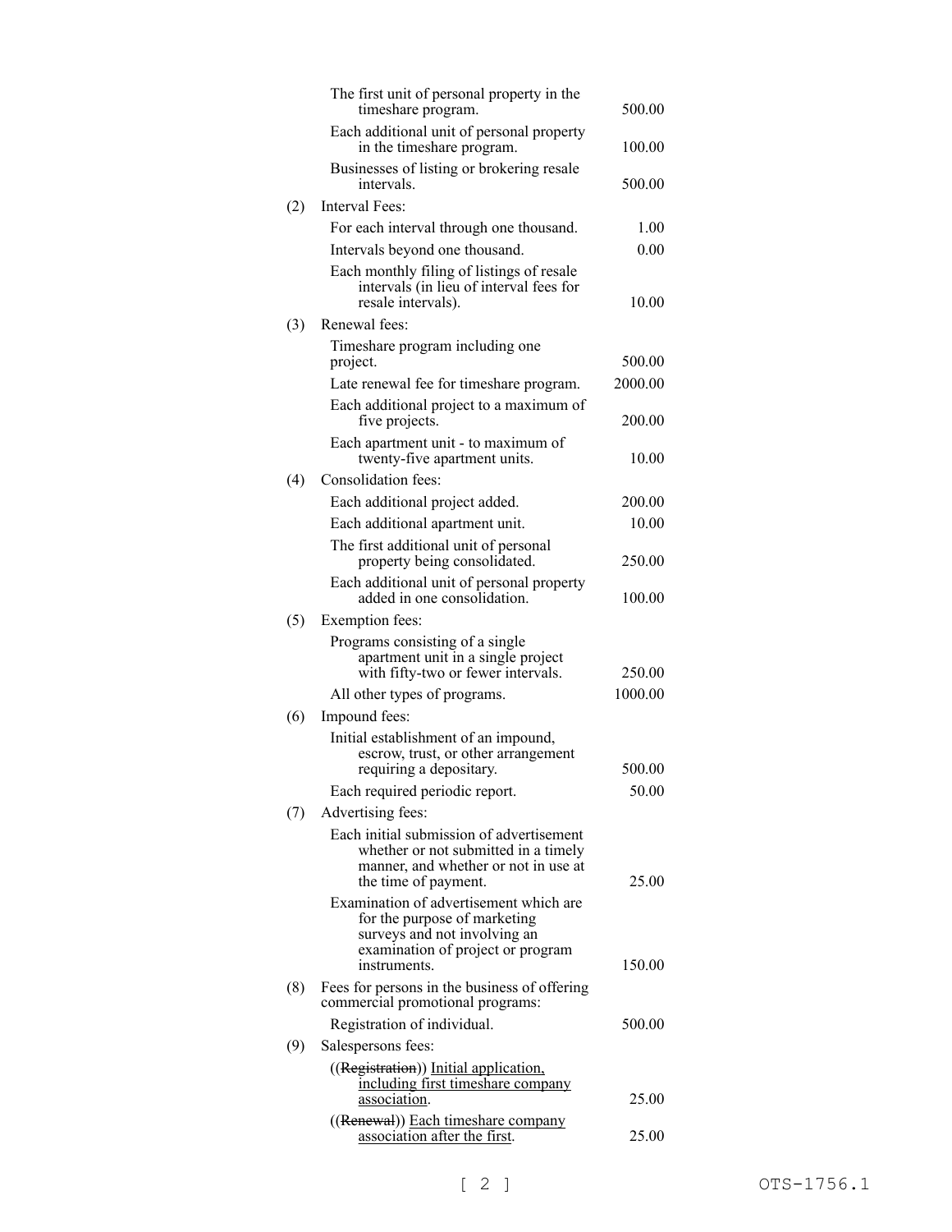| | | |
|---|---|---|
| | The first unit of personal property in the timeshare program. | 500.00 |
| | Each additional unit of personal property in the timeshare program. | 100.00 |
| | Businesses of listing or brokering resale intervals. | 500.00 |
| (2) | Interval Fees: | |
| | For each interval through one thousand. | 1.00 |
| | Intervals beyond one thousand. | 0.00 |
| | Each monthly filing of listings of resale intervals (in lieu of interval fees for resale intervals). | 10.00 |
| (3) | Renewal fees: | |
| | Timeshare program including one project. | 500.00 |
| | Late renewal fee for timeshare program. | 2000.00 |
| | Each additional project to a maximum of five projects. | 200.00 |
| | Each apartment unit - to maximum of twenty-five apartment units. | 10.00 |
| (4) | Consolidation fees: | |
| | Each additional project added. | 200.00 |
| | Each additional apartment unit. | 10.00 |
| | The first additional unit of personal property being consolidated. | 250.00 |
| | Each additional unit of personal property added in one consolidation. | 100.00 |
| (5) | Exemption fees: | |
| | Programs consisting of a single apartment unit in a single project with fifty-two or fewer intervals. | 250.00 |
| | All other types of programs. | 1000.00 |
| (6) | Impound fees: | |
| | Initial establishment of an impound, escrow, trust, or other arrangement requiring a depositary. | 500.00 |
| | Each required periodic report. | 50.00 |
| (7) | Advertising fees: | |
| | Each initial submission of advertisement whether or not submitted in a timely manner, and whether or not in use at the time of payment. | 25.00 |
| | Examination of advertisement which are for the purpose of marketing surveys and not involving an examination of project or program instruments. | 150.00 |
| (8) | Fees for persons in the business of offering commercial promotional programs: | |
| | Registration of individual. | 500.00 |
| (9) | Salespersons fees: | |
| | ((~~Registration~~)) <u>Initial application, including first timeshare company association</u>. | 25.00 |
| | ((~~Renewal~~)) <u>Each timeshare company association after the first</u>. | 25.00 |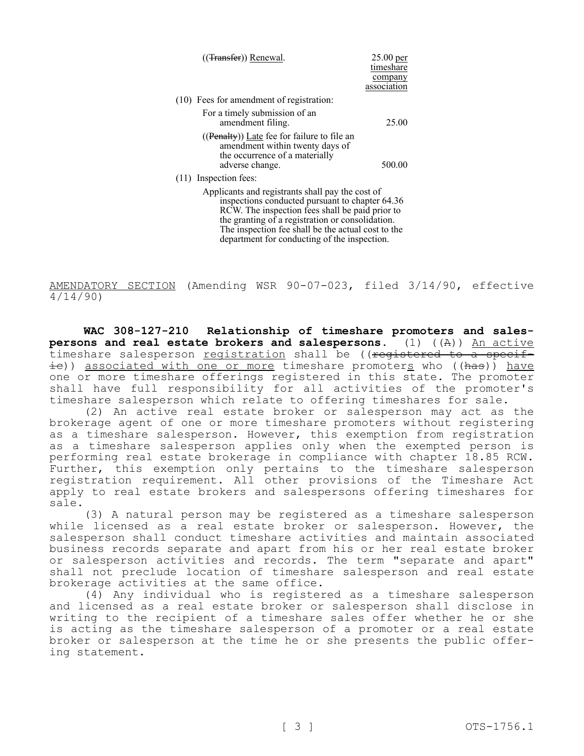| | |
|---|---|
| ((~~Transfer~~)) <u>Renewal</u>. | 25.00 <u>per timeshare company association</u> |
| (10) Fees for amendment of registration: | |
| For a timely submission of an amendment filing. | 25.00 |
| ((~~Penalty~~)) <u>Late</u> fee for failure to file an amendment within twenty days of the occurrence of a materially adverse change. | 500.00 |
| (11) Inspection fees: | |
| Applicants and registrants shall pay the cost of inspections conducted pursuant to chapter 64.36 RCW. The inspection fees shall be paid prior to the granting of a registration or consolidation. The inspection fee shall be the actual cost to the department for conducting of the inspection. | |

<u>AMENDATORY SECTION</u> (Amending WSR 90-07-023, filed 3/14/90, effective 4/14/90)

**WAC 308-127-210 Relationship of timeshare promoters and salespersons and real estate brokers and salespersons.** (1) ((~~A~~)) <u>An active</u> timeshare salesperson <u>registration</u> shall be ((~~registered to a specific~~)) <u>associated with one or more</u> timeshare promoter<u>s</u> who ((~~has~~)) <u>have</u> one or more timeshare offerings registered in this state. The promoter shall have full responsibility for all activities of the promoter's timeshare salesperson which relate to offering timeshares for sale.

(2) An active real estate broker or salesperson may act as the brokerage agent of one or more timeshare promoters without registering as a timeshare salesperson. However, this exemption from registration as a timeshare salesperson applies only when the exempted person is performing real estate brokerage in compliance with chapter 18.85 RCW. Further, this exemption only pertains to the timeshare salesperson registration requirement. All other provisions of the Timeshare Act apply to real estate brokers and salespersons offering timeshares for sale.

(3) A natural person may be registered as a timeshare salesperson while licensed as a real estate broker or salesperson. However, the salesperson shall conduct timeshare activities and maintain associated business records separate and apart from his or her real estate broker or salesperson activities and records. The term "separate and apart" shall not preclude location of timeshare salesperson and real estate brokerage activities at the same office.

(4) Any individual who is registered as a timeshare salesperson and licensed as a real estate broker or salesperson shall disclose in writing to the recipient of a timeshare sales offer whether he or she is acting as the timeshare salesperson of a promoter or a real estate broker or salesperson at the time he or she presents the public offering statement.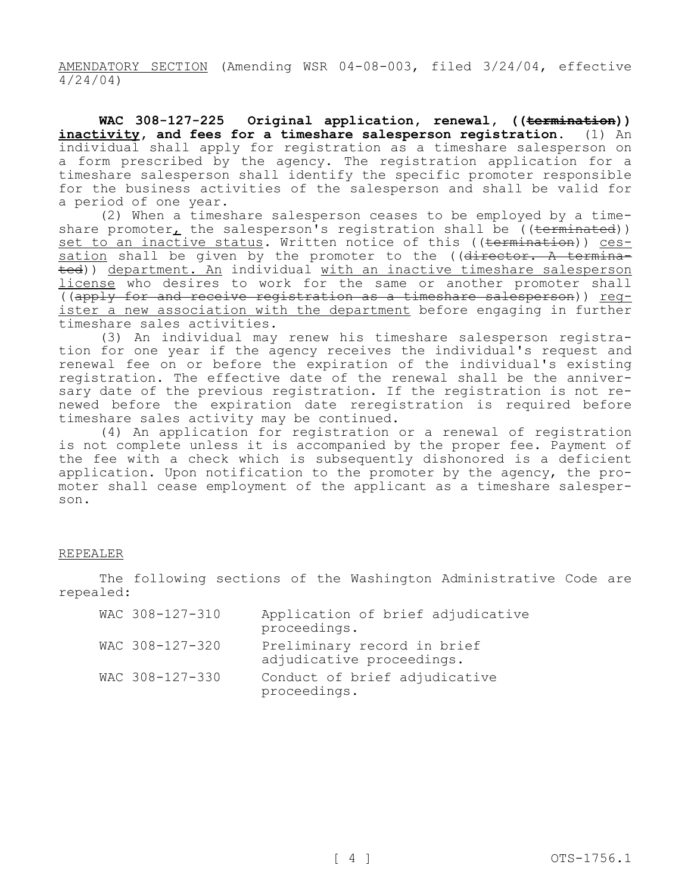AMENDATORY SECTION (Amending WSR 04-08-003, filed 3/24/04, effective 4/24/04)

**WAC 308-127-225 Original application, renewal, ((~~termination~~)) inactivity, and fees for a timeshare salesperson registration.** (1) An individual shall apply for registration as a timeshare salesperson on a form prescribed by the agency. The registration application for a timeshare salesperson shall identify the specific promoter responsible for the business activities of the salesperson and shall be valid for a period of one year.

(2) When a timeshare salesperson ceases to be employed by a timeshare promoter, the salesperson's registration shall be ((~~terminated~~)) set to an inactive status. Written notice of this ((~~termination~~)) cessation shall be given by the promoter to the ((~~director. A terminated~~)) department. An individual with an inactive timeshare salesperson license who desires to work for the same or another promoter shall ((~~apply for and receive registration as a timeshare salesperson~~)) register a new association with the department before engaging in further timeshare sales activities.

(3) An individual may renew his timeshare salesperson registration for one year if the agency receives the individual's request and renewal fee on or before the expiration of the individual's existing registration. The effective date of the renewal shall be the anniversary date of the previous registration. If the registration is not renewed before the expiration date reregistration is required before timeshare sales activity may be continued.

(4) An application for registration or a renewal of registration is not complete unless it is accompanied by the proper fee. Payment of the fee with a check which is subsequently dishonored is a deficient application. Upon notification to the promoter by the agency, the promoter shall cease employment of the applicant as a timeshare salesperson.

REPEALER

The following sections of the Washington Administrative Code are repealed:

| | |
|---|---|
| WAC 308-127-310 | Application of brief adjudicative proceedings. |
| WAC 308-127-320 | Preliminary record in brief adjudicative proceedings. |
| WAC 308-127-330 | Conduct of brief adjudicative proceedings. |